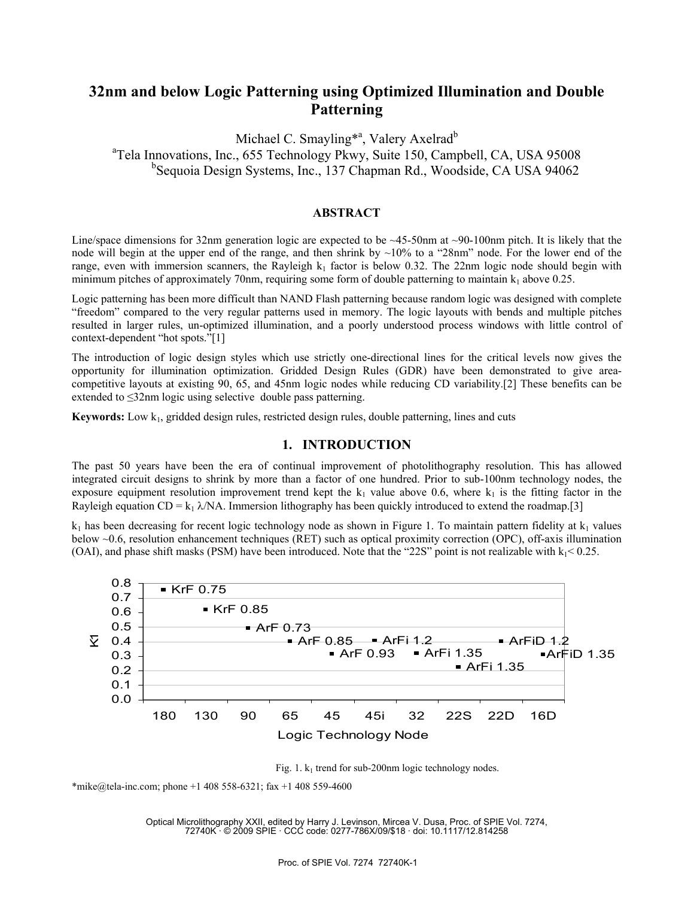# 32nm and below Logic Patterning using Optimized Illumination and Double Patterning

Michael C. Smayling*[a], Valery Axelrad[b]

[a]Tela Innovations, Inc., 655 Technology Pkwy, Suite 150, Campbell, CA, USA 95008
[b]Sequoia Design Systems, Inc., 137 Chapman Rd., Woodside, CA USA 94062

## ABSTRACT

Line/space dimensions for 32nm generation logic are expected to be ~45-50nm at ~90-100nm pitch. It is likely that the node will begin at the upper end of the range, and then shrink by ~10% to a "28nm" node. For the lower end of the range, even with immersion scanners, the Rayleigh $k_1$ factor is below 0.32. The 22nm logic node should begin with minimum pitches of approximately 70nm, requiring some form of double patterning to maintain $k_1$ above 0.25.

Logic patterning has been more difficult than NAND Flash patterning because random logic was designed with complete "freedom" compared to the very regular patterns used in memory. The logic layouts with bends and multiple pitches resulted in larger rules, un-optimized illumination, and a poorly understood process windows with little control of context-dependent "hot spots."[1]

The introduction of logic design styles which use strictly one-directional lines for the critical levels now gives the opportunity for illumination optimization. Gridded Design Rules (GDR) have been demonstrated to give area-competitive layouts at existing 90, 65, and 45nm logic nodes while reducing CD variability.[2] These benefits can be extended to ≤32nm logic using selective double pass patterning.

**Keywords:** Low $k_1$, gridded design rules, restricted design rules, double patterning, lines and cuts

## 1. INTRODUCTION

The past 50 years have been the era of continual improvement of photolithography resolution. This has allowed integrated circuit designs to shrink by more than a factor of one hundred. Prior to sub-100nm technology nodes, the exposure equipment resolution improvement trend kept the $k_1$ value above 0.6, where $k_1$ is the fitting factor in the Rayleigh equation $CD = k_1 \lambda/NA$. Immersion lithography has been quickly introduced to extend the roadmap.[3]

$k_1$ has been decreasing for recent logic technology node as shown in Figure 1. To maintain pattern fidelity at $k_1$ values below ~0.6, resolution enhancement techniques (RET) such as optical proximity correction (OPC), off-axis illumination (OAI), and phase shift masks (PSM) have been introduced. Note that the "22S" point is not realizable with $k_1$< 0.25.

| Logic Technology Node | K1 (approx.) | Label |
|---|---|---|
| 180 | 0.75 | KrF 0.75 |
| 130 | 0.62 | KrF 0.85 |
| 90 | 0.49 | ArF 0.73 |
| 65 | 0.40 | ArF 0.85 |
| 45 | 0.31 | ArF 0.93 |
| 45i | 0.40 | ArFi 1.2 |
| 32 | 0.31 | ArFi 1.35 |
| 22S | 0.22 | ArFi 1.35 |
| 22D | 0.40 | ArFiD 1.2 |
| 16D | 0.31 | ArFiD 1.35 |

Fig. 1. $k_1$ trend for sub-200nm logic technology nodes.

*mike@tela-inc.com; phone +1 408 558-6321; fax +1 408 559-4600

Optical Microlithography XXII, edited by Harry J. Levinson, Mircea V. Dusa, Proc. of SPIE Vol. 7274, 72740K · © 2009 SPIE · CCC code: 0277-786X/09/$18 · doi: 10.1117/12.814258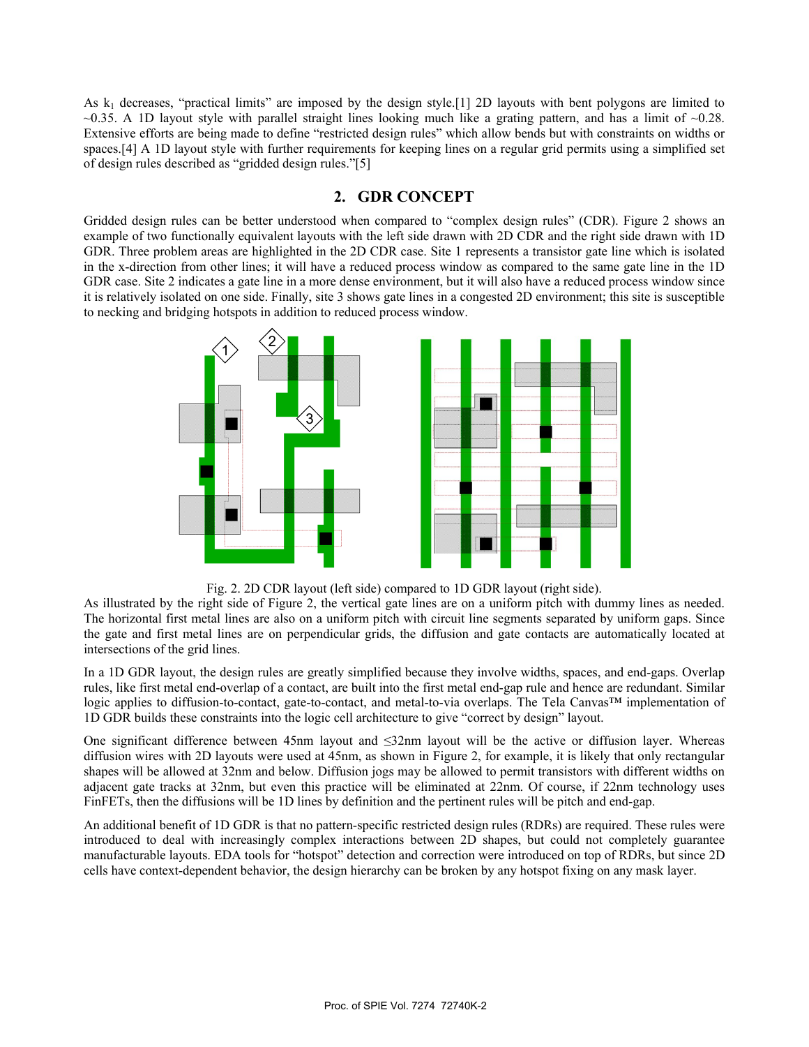As $k_1$ decreases, "practical limits" are imposed by the design style.[1] 2D layouts with bent polygons are limited to ~0.35. A 1D layout style with parallel straight lines looking much like a grating pattern, and has a limit of ~0.28. Extensive efforts are being made to define "restricted design rules" which allow bends but with constraints on widths or spaces.[4] A 1D layout style with further requirements for keeping lines on a regular grid permits using a simplified set of design rules described as "gridded design rules."[5]

## 2. GDR CONCEPT

Gridded design rules can be better understood when compared to "complex design rules" (CDR). Figure 2 shows an example of two functionally equivalent layouts with the left side drawn with 2D CDR and the right side drawn with 1D GDR. Three problem areas are highlighted in the 2D CDR case. Site 1 represents a transistor gate line which is isolated in the x-direction from other lines; it will have a reduced process window as compared to the same gate line in the 1D GDR case. Site 2 indicates a gate line in a more dense environment, but it will also have a reduced process window since it is relatively isolated on one side. Finally, site 3 shows gate lines in a congested 2D environment; this site is susceptible to necking and bridging hotspots in addition to reduced process window.

Fig. 2. 2D CDR layout (left side) compared to 1D GDR layout (right side).

As illustrated by the right side of Figure 2, the vertical gate lines are on a uniform pitch with dummy lines as needed. The horizontal first metal lines are also on a uniform pitch with circuit line segments separated by uniform gaps. Since the gate and first metal lines are on perpendicular grids, the diffusion and gate contacts are automatically located at intersections of the grid lines.

In a 1D GDR layout, the design rules are greatly simplified because they involve widths, spaces, and end-gaps. Overlap rules, like first metal end-overlap of a contact, are built into the first metal end-gap rule and hence are redundant. Similar logic applies to diffusion-to-contact, gate-to-contact, and metal-to-via overlaps. The Tela Canvas™ implementation of 1D GDR builds these constraints into the logic cell architecture to give "correct by design" layout.

One significant difference between 45nm layout and ≤32nm layout will be the active or diffusion layer. Whereas diffusion wires with 2D layouts were used at 45nm, as shown in Figure 2, for example, it is likely that only rectangular shapes will be allowed at 32nm and below. Diffusion jogs may be allowed to permit transistors with different widths on adjacent gate tracks at 32nm, but even this practice will be eliminated at 22nm. Of course, if 22nm technology uses FinFETs, then the diffusions will be 1D lines by definition and the pertinent rules will be pitch and end-gap.

An additional benefit of 1D GDR is that no pattern-specific restricted design rules (RDRs) are required. These rules were introduced to deal with increasingly complex interactions between 2D shapes, but could not completely guarantee manufacturable layouts. EDA tools for "hotspot" detection and correction were introduced on top of RDRs, but since 2D cells have context-dependent behavior, the design hierarchy can be broken by any hotspot fixing on any mask layer.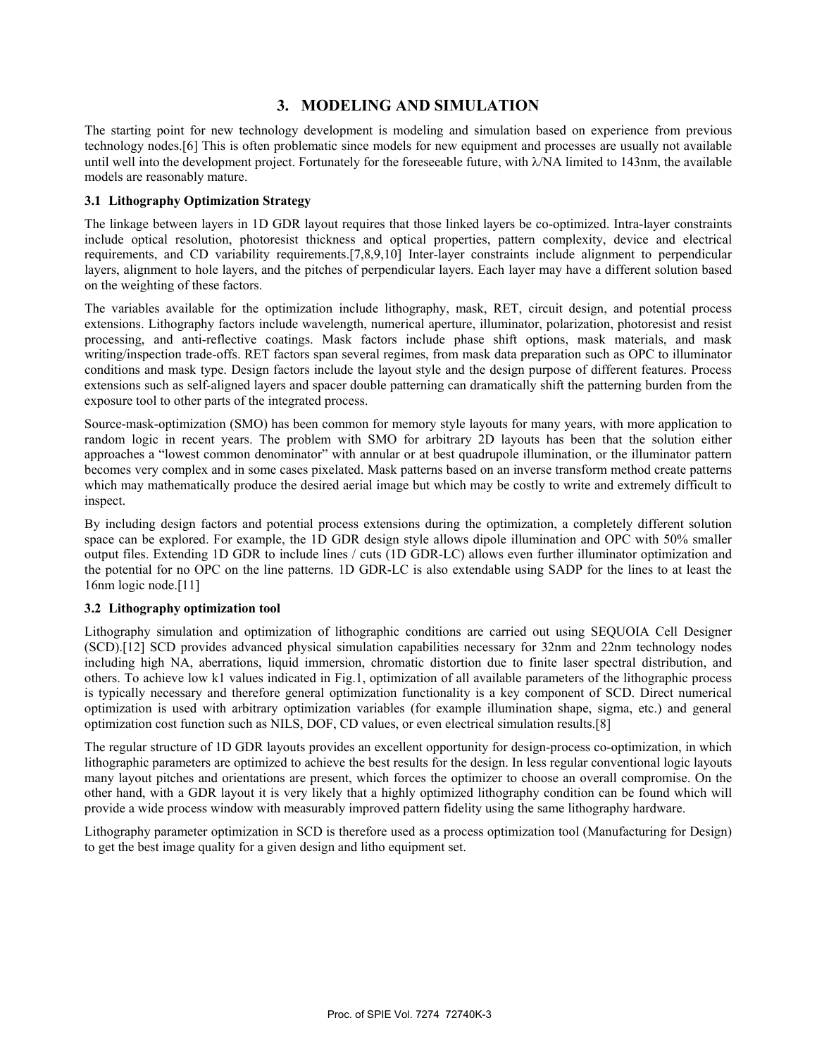## 3. MODELING AND SIMULATION

The starting point for new technology development is modeling and simulation based on experience from previous technology nodes.[6] This is often problematic since models for new equipment and processes are usually not available until well into the development project. Fortunately for the foreseeable future, with λ/NA limited to 143nm, the available models are reasonably mature.

### 3.1 Lithography Optimization Strategy

The linkage between layers in 1D GDR layout requires that those linked layers be co-optimized. Intra-layer constraints include optical resolution, photoresist thickness and optical properties, pattern complexity, device and electrical requirements, and CD variability requirements.[7,8,9,10] Inter-layer constraints include alignment to perpendicular layers, alignment to hole layers, and the pitches of perpendicular layers. Each layer may have a different solution based on the weighting of these factors.

The variables available for the optimization include lithography, mask, RET, circuit design, and potential process extensions. Lithography factors include wavelength, numerical aperture, illuminator, polarization, photoresist and resist processing, and anti-reflective coatings. Mask factors include phase shift options, mask materials, and mask writing/inspection trade-offs. RET factors span several regimes, from mask data preparation such as OPC to illuminator conditions and mask type. Design factors include the layout style and the design purpose of different features. Process extensions such as self-aligned layers and spacer double patterning can dramatically shift the patterning burden from the exposure tool to other parts of the integrated process.

Source-mask-optimization (SMO) has been common for memory style layouts for many years, with more application to random logic in recent years. The problem with SMO for arbitrary 2D layouts has been that the solution either approaches a "lowest common denominator" with annular or at best quadrupole illumination, or the illuminator pattern becomes very complex and in some cases pixelated. Mask patterns based on an inverse transform method create patterns which may mathematically produce the desired aerial image but which may be costly to write and extremely difficult to inspect.

By including design factors and potential process extensions during the optimization, a completely different solution space can be explored. For example, the 1D GDR design style allows dipole illumination and OPC with 50% smaller output files. Extending 1D GDR to include lines / cuts (1D GDR-LC) allows even further illuminator optimization and the potential for no OPC on the line patterns. 1D GDR-LC is also extendable using SADP for the lines to at least the 16nm logic node.[11]

### 3.2 Lithography optimization tool

Lithography simulation and optimization of lithographic conditions are carried out using SEQUOIA Cell Designer (SCD).[12] SCD provides advanced physical simulation capabilities necessary for 32nm and 22nm technology nodes including high NA, aberrations, liquid immersion, chromatic distortion due to finite laser spectral distribution, and others. To achieve low k1 values indicated in Fig.1, optimization of all available parameters of the lithographic process is typically necessary and therefore general optimization functionality is a key component of SCD. Direct numerical optimization is used with arbitrary optimization variables (for example illumination shape, sigma, etc.) and general optimization cost function such as NILS, DOF, CD values, or even electrical simulation results.[8]

The regular structure of 1D GDR layouts provides an excellent opportunity for design-process co-optimization, in which lithographic parameters are optimized to achieve the best results for the design. In less regular conventional logic layouts many layout pitches and orientations are present, which forces the optimizer to choose an overall compromise. On the other hand, with a GDR layout it is very likely that a highly optimized lithography condition can be found which will provide a wide process window with measurably improved pattern fidelity using the same lithography hardware.

Lithography parameter optimization in SCD is therefore used as a process optimization tool (Manufacturing for Design) to get the best image quality for a given design and litho equipment set.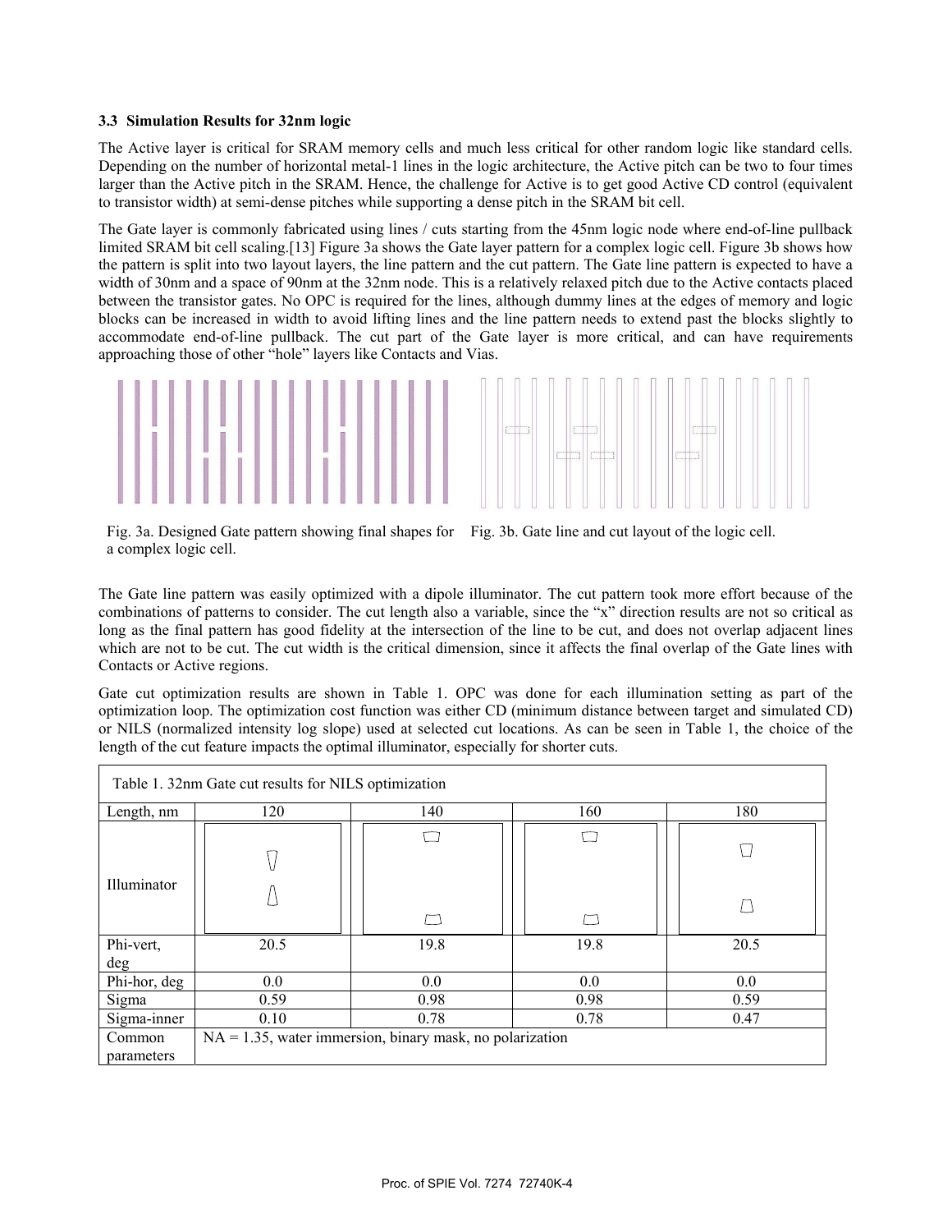### 3.3 Simulation Results for 32nm logic

The Active layer is critical for SRAM memory cells and much less critical for other random logic like standard cells. Depending on the number of horizontal metal-1 lines in the logic architecture, the Active pitch can be two to four times larger than the Active pitch in the SRAM. Hence, the challenge for Active is to get good Active CD control (equivalent to transistor width) at semi-dense pitches while supporting a dense pitch in the SRAM bit cell.

The Gate layer is commonly fabricated using lines / cuts starting from the 45nm logic node where end-of-line pullback limited SRAM bit cell scaling.[13] Figure 3a shows the Gate layer pattern for a complex logic cell. Figure 3b shows how the pattern is split into two layout layers, the line pattern and the cut pattern. The Gate line pattern is expected to have a width of 30nm and a space of 90nm at the 32nm node. This is a relatively relaxed pitch due to the Active contacts placed between the transistor gates. No OPC is required for the lines, although dummy lines at the edges of memory and logic blocks can be increased in width to avoid lifting lines and the line pattern needs to extend past the blocks slightly to accommodate end-of-line pullback. The cut part of the Gate layer is more critical, and can have requirements approaching those of other "hole" layers like Contacts and Vias.

Fig. 3a. Designed Gate pattern showing final shapes for a complex logic cell.

Fig. 3b. Gate line and cut layout of the logic cell.

The Gate line pattern was easily optimized with a dipole illuminator. The cut pattern took more effort because of the combinations of patterns to consider. The cut length also a variable, since the "x" direction results are not so critical as long as the final pattern has good fidelity at the intersection of the line to be cut, and does not overlap adjacent lines which are not to be cut. The cut width is the critical dimension, since it affects the final overlap of the Gate lines with Contacts or Active regions.

Gate cut optimization results are shown in Table 1. OPC was done for each illumination setting as part of the optimization loop. The optimization cost function was either CD (minimum distance between target and simulated CD) or NILS (normalized intensity log slope) used at selected cut locations. As can be seen in Table 1, the choice of the length of the cut feature impacts the optimal illuminator, especially for shorter cuts.

Table 1. 32nm Gate cut results for NILS optimization

| Length, nm | 120 | 140 | 160 | 180 |
|---|---|---|---|---|
| Illuminator | | | | |
| Phi-vert, deg | 20.5 | 19.8 | 19.8 | 20.5 |
| Phi-hor, deg | 0.0 | 0.0 | 0.0 | 0.0 |
| Sigma | 0.59 | 0.98 | 0.98 | 0.59 |
| Sigma-inner | 0.10 | 0.78 | 0.78 | 0.47 |
| Common parameters | NA = 1.35, water immersion, binary mask, no polarization | | | |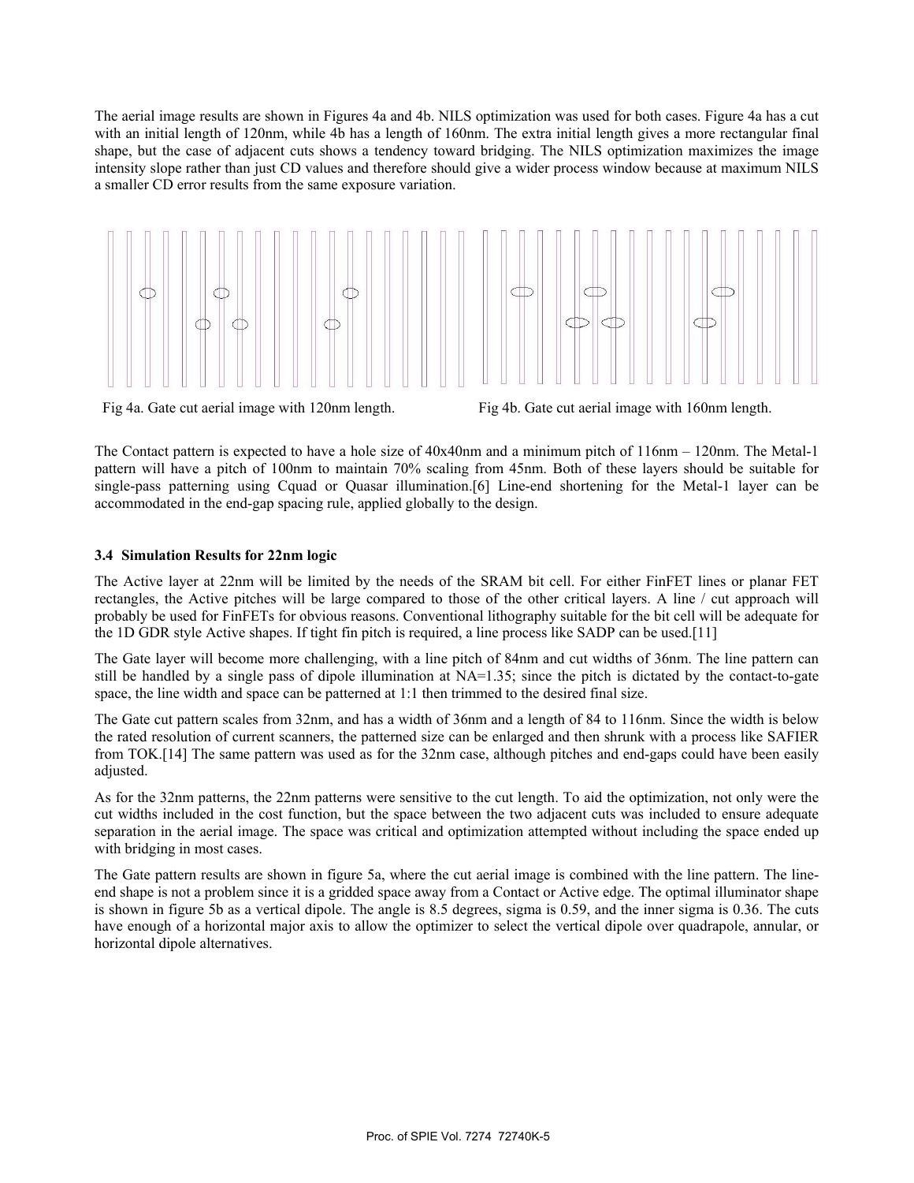The aerial image results are shown in Figures 4a and 4b. NILS optimization was used for both cases. Figure 4a has a cut with an initial length of 120nm, while 4b has a length of 160nm. The extra initial length gives a more rectangular final shape, but the case of adjacent cuts shows a tendency toward bridging. The NILS optimization maximizes the image intensity slope rather than just CD values and therefore should give a wider process window because at maximum NILS a smaller CD error results from the same exposure variation.

Fig 4a. Gate cut aerial image with 120nm length.

Fig 4b. Gate cut aerial image with 160nm length.

The Contact pattern is expected to have a hole size of 40x40nm and a minimum pitch of 116nm – 120nm. The Metal-1 pattern will have a pitch of 100nm to maintain 70% scaling from 45nm. Both of these layers should be suitable for single-pass patterning using Cquad or Quasar illumination.[6] Line-end shortening for the Metal-1 layer can be accommodated in the end-gap spacing rule, applied globally to the design.

### 3.4 Simulation Results for 22nm logic

The Active layer at 22nm will be limited by the needs of the SRAM bit cell. For either FinFET lines or planar FET rectangles, the Active pitches will be large compared to those of the other critical layers. A line / cut approach will probably be used for FinFETs for obvious reasons. Conventional lithography suitable for the bit cell will be adequate for the 1D GDR style Active shapes. If tight fin pitch is required, a line process like SADP can be used.[11]

The Gate layer will become more challenging, with a line pitch of 84nm and cut widths of 36nm. The line pattern can still be handled by a single pass of dipole illumination at NA=1.35; since the pitch is dictated by the contact-to-gate space, the line width and space can be patterned at 1:1 then trimmed to the desired final size.

The Gate cut pattern scales from 32nm, and has a width of 36nm and a length of 84 to 116nm. Since the width is below the rated resolution of current scanners, the patterned size can be enlarged and then shrunk with a process like SAFIER from TOK.[14] The same pattern was used as for the 32nm case, although pitches and end-gaps could have been easily adjusted.

As for the 32nm patterns, the 22nm patterns were sensitive to the cut length. To aid the optimization, not only were the cut widths included in the cost function, but the space between the two adjacent cuts was included to ensure adequate separation in the aerial image. The space was critical and optimization attempted without including the space ended up with bridging in most cases.

The Gate pattern results are shown in figure 5a, where the cut aerial image is combined with the line pattern. The line-end shape is not a problem since it is a gridded space away from a Contact or Active edge. The optimal illuminator shape is shown in figure 5b as a vertical dipole. The angle is 8.5 degrees, sigma is 0.59, and the inner sigma is 0.36. The cuts have enough of a horizontal major axis to allow the optimizer to select the vertical dipole over quadrapole, annular, or horizontal dipole alternatives.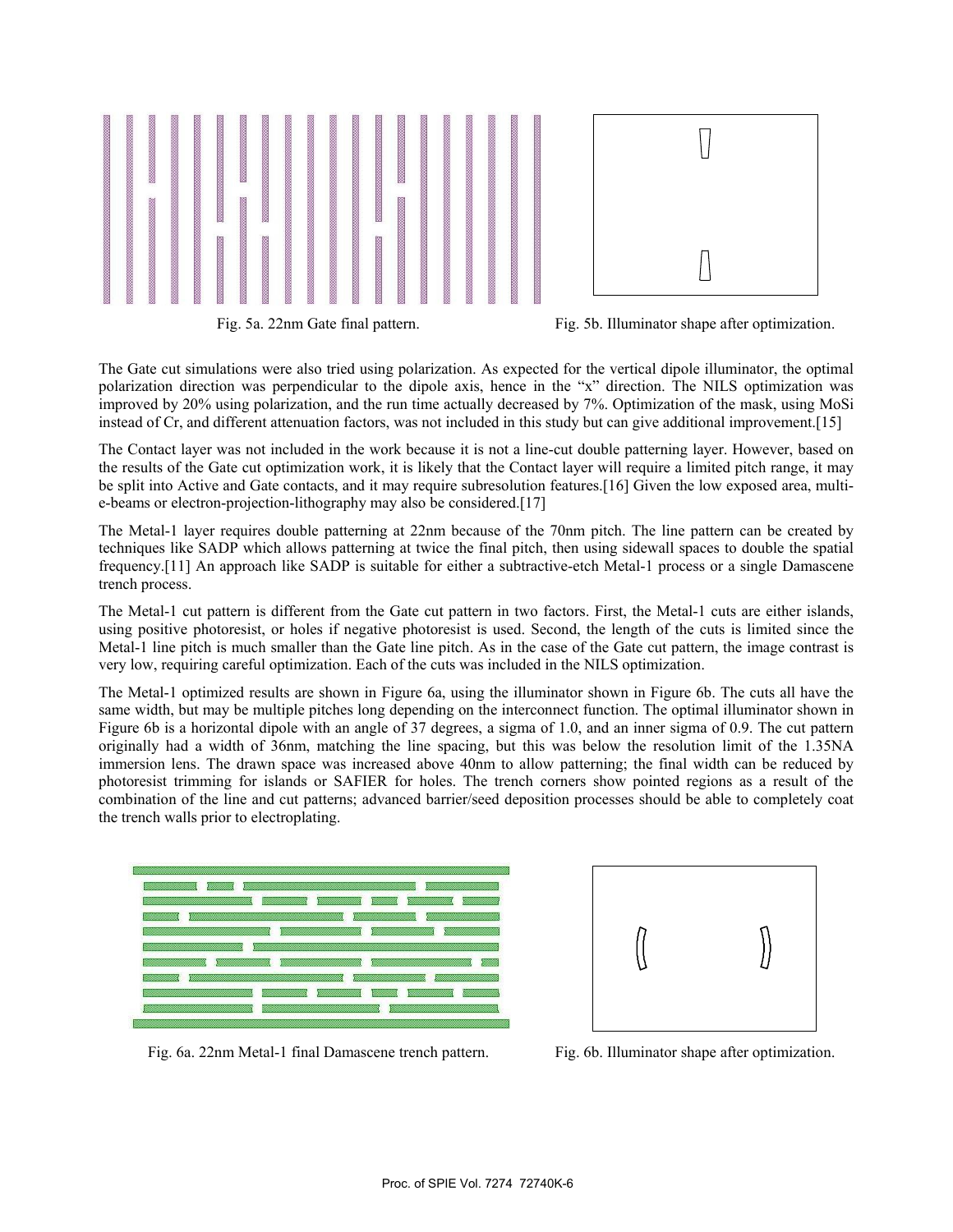Fig. 5a. 22nm Gate final pattern. Fig. 5b. Illuminator shape after optimization.

The Gate cut simulations were also tried using polarization. As expected for the vertical dipole illuminator, the optimal polarization direction was perpendicular to the dipole axis, hence in the "x" direction. The NILS optimization was improved by 20% using polarization, and the run time actually decreased by 7%. Optimization of the mask, using MoSi instead of Cr, and different attenuation factors, was not included in this study but can give additional improvement.[15]

The Contact layer was not included in the work because it is not a line-cut double patterning layer. However, based on the results of the Gate cut optimization work, it is likely that the Contact layer will require a limited pitch range, it may be split into Active and Gate contacts, and it may require subresolution features.[16] Given the low exposed area, multi-e-beams or electron-projection-lithography may also be considered.[17]

The Metal-1 layer requires double patterning at 22nm because of the 70nm pitch. The line pattern can be created by techniques like SADP which allows patterning at twice the final pitch, then using sidewall spaces to double the spatial frequency.[11] An approach like SADP is suitable for either a subtractive-etch Metal-1 process or a single Damascene trench process.

The Metal-1 cut pattern is different from the Gate cut pattern in two factors. First, the Metal-1 cuts are either islands, using positive photoresist, or holes if negative photoresist is used. Second, the length of the cuts is limited since the Metal-1 line pitch is much smaller than the Gate line pitch. As in the case of the Gate cut pattern, the image contrast is very low, requiring careful optimization. Each of the cuts was included in the NILS optimization.

The Metal-1 optimized results are shown in Figure 6a, using the illuminator shown in Figure 6b. The cuts all have the same width, but may be multiple pitches long depending on the interconnect function. The optimal illuminator shown in Figure 6b is a horizontal dipole with an angle of 37 degrees, a sigma of 1.0, and an inner sigma of 0.9. The cut pattern originally had a width of 36nm, matching the line spacing, but this was below the resolution limit of the 1.35NA immersion lens. The drawn space was increased above 40nm to allow patterning; the final width can be reduced by photoresist trimming for islands or SAFIER for holes. The trench corners show pointed regions as a result of the combination of the line and cut patterns; advanced barrier/seed deposition processes should be able to completely coat the trench walls prior to electroplating.

Fig. 6a. 22nm Metal-1 final Damascene trench pattern. Fig. 6b. Illuminator shape after optimization.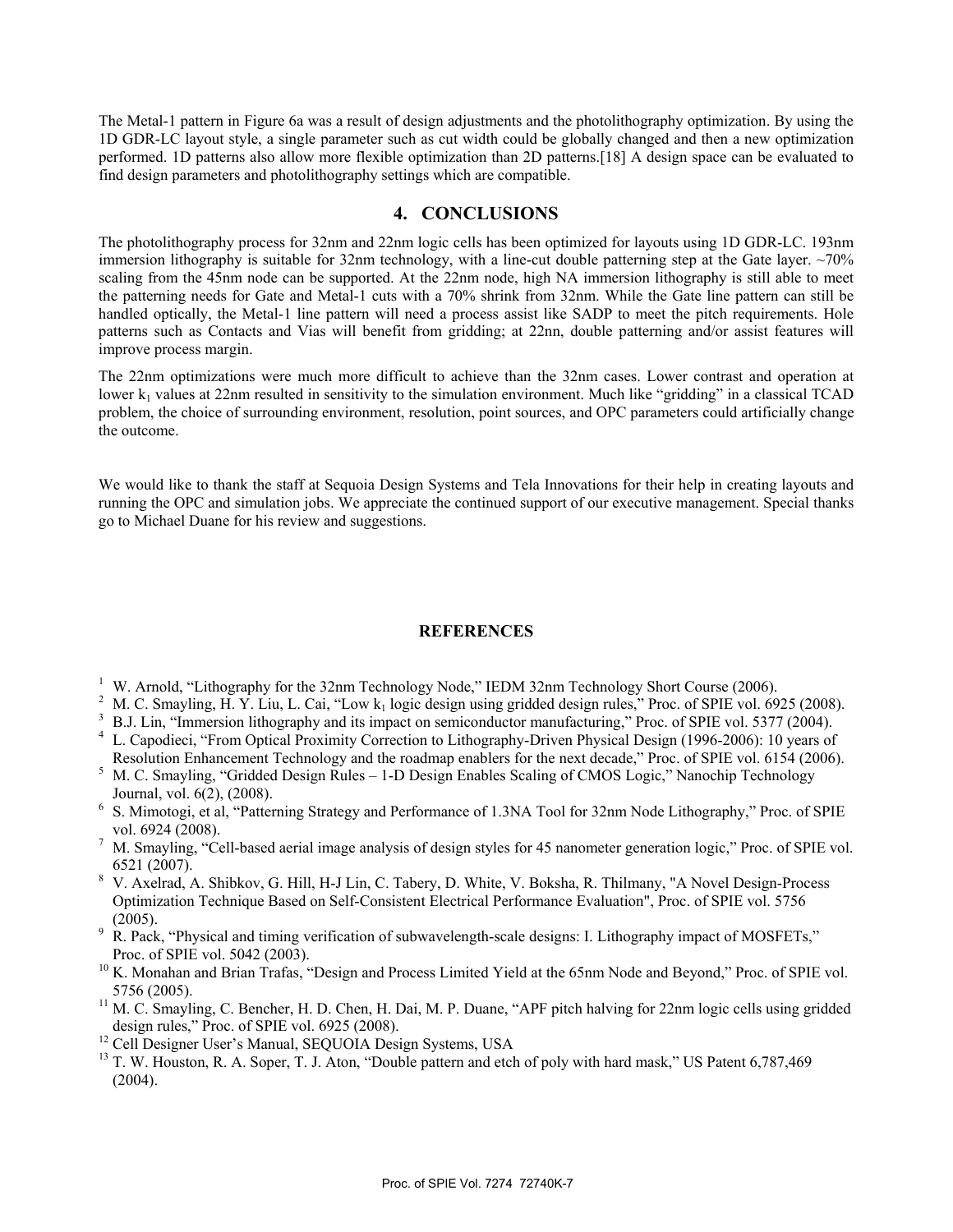The Metal-1 pattern in Figure 6a was a result of design adjustments and the photolithography optimization. By using the 1D GDR-LC layout style, a single parameter such as cut width could be globally changed and then a new optimization performed. 1D patterns also allow more flexible optimization than 2D patterns.[18] A design space can be evaluated to find design parameters and photolithography settings which are compatible.

## 4. CONCLUSIONS

The photolithography process for 32nm and 22nm logic cells has been optimized for layouts using 1D GDR-LC. 193nm immersion lithography is suitable for 32nm technology, with a line-cut double patterning step at the Gate layer. ~70% scaling from the 45nm node can be supported. At the 22nm node, high NA immersion lithography is still able to meet the patterning needs for Gate and Metal-1 cuts with a 70% shrink from 32nm. While the Gate line pattern can still be handled optically, the Metal-1 line pattern will need a process assist like SADP to meet the pitch requirements. Hole patterns such as Contacts and Vias will benefit from gridding; at 22nn, double patterning and/or assist features will improve process margin.

The 22nm optimizations were much more difficult to achieve than the 32nm cases. Lower contrast and operation at lower $k_1$ values at 22nm resulted in sensitivity to the simulation environment. Much like "gridding" in a classical TCAD problem, the choice of surrounding environment, resolution, point sources, and OPC parameters could artificially change the outcome.

We would like to thank the staff at Sequoia Design Systems and Tela Innovations for their help in creating layouts and running the OPC and simulation jobs. We appreciate the continued support of our executive management. Special thanks go to Michael Duane for his review and suggestions.

## REFERENCES

1. W. Arnold, "Lithography for the 32nm Technology Node," IEDM 32nm Technology Short Course (2006).
2. M. C. Smayling, H. Y. Liu, L. Cai, "Low $k_1$ logic design using gridded design rules," Proc. of SPIE vol. 6925 (2008).
3. B.J. Lin, "Immersion lithography and its impact on semiconductor manufacturing," Proc. of SPIE vol. 5377 (2004).
4. L. Capodieci, "From Optical Proximity Correction to Lithography-Driven Physical Design (1996-2006): 10 years of Resolution Enhancement Technology and the roadmap enablers for the next decade," Proc. of SPIE vol. 6154 (2006).
5. M. C. Smayling, "Gridded Design Rules – 1-D Design Enables Scaling of CMOS Logic," Nanochip Technology Journal, vol. 6(2), (2008).
6. S. Mimotogi, et al, "Patterning Strategy and Performance of 1.3NA Tool for 32nm Node Lithography," Proc. of SPIE vol. 6924 (2008).
7. M. Smayling, "Cell-based aerial image analysis of design styles for 45 nanometer generation logic," Proc. of SPIE vol. 6521 (2007).
8. V. Axelrad, A. Shibkov, G. Hill, H-J Lin, C. Tabery, D. White, V. Boksha, R. Thilmany, "A Novel Design-Process Optimization Technique Based on Self-Consistent Electrical Performance Evaluation", Proc. of SPIE vol. 5756 (2005).
9. R. Pack, "Physical and timing verification of subwavelength-scale designs: I. Lithography impact of MOSFETs," Proc. of SPIE vol. 5042 (2003).
10. K. Monahan and Brian Trafas, "Design and Process Limited Yield at the 65nm Node and Beyond," Proc. of SPIE vol. 5756 (2005).
11. M. C. Smayling, C. Bencher, H. D. Chen, H. Dai, M. P. Duane, "APF pitch halving for 22nm logic cells using gridded design rules," Proc. of SPIE vol. 6925 (2008).
12. Cell Designer User's Manual, SEQUOIA Design Systems, USA
13. T. W. Houston, R. A. Soper, T. J. Aton, "Double pattern and etch of poly with hard mask," US Patent 6,787,469 (2004).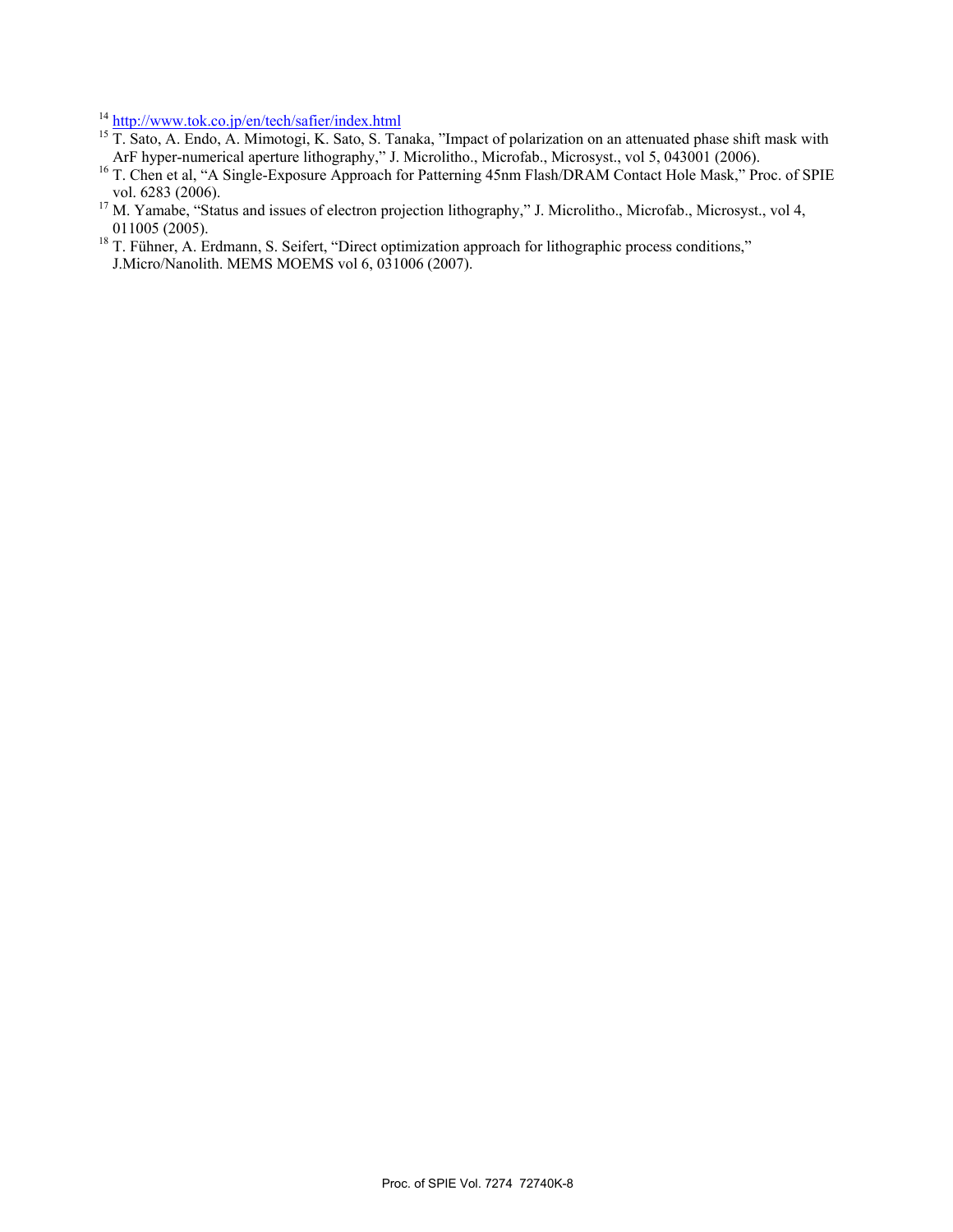[14] http://www.tok.co.jp/en/tech/safier/index.html

[15] T. Sato, A. Endo, A. Mimotogi, K. Sato, S. Tanaka, "Impact of polarization on an attenuated phase shift mask with ArF hyper-numerical aperture lithography," J. Microlitho., Microfab., Microsyst., vol 5, 043001 (2006).

[16] T. Chen et al, "A Single-Exposure Approach for Patterning 45nm Flash/DRAM Contact Hole Mask," Proc. of SPIE vol. 6283 (2006).

[17] M. Yamabe, "Status and issues of electron projection lithography," J. Microlitho., Microfab., Microsyst., vol 4, 011005 (2005).

[18] T. Fühner, A. Erdmann, S. Seifert, "Direct optimization approach for lithographic process conditions," J.Micro/Nanolith. MEMS MOEMS vol 6, 031006 (2007).